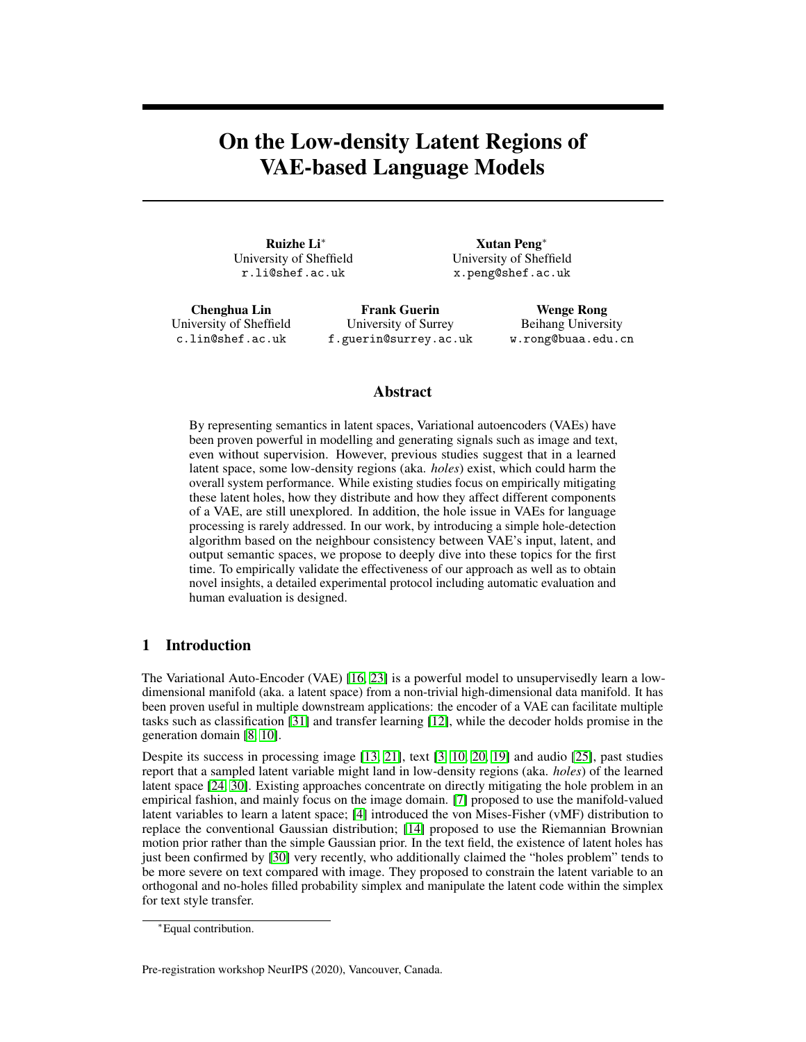# On the Low-density Latent Regions of VAE-based Language Models

**Ruizhe Li***
University of Sheffield
r.li@shef.ac.uk

**Xutan Peng***
University of Sheffield
x.peng@shef.ac.uk

**Chenghua Lin**
University of Sheffield
c.lin@shef.ac.uk

**Frank Guerin**
University of Surrey
f.guerin@surrey.ac.uk

**Wenge Rong**
Beihang University
w.rong@buaa.edu.cn

## Abstract

By representing semantics in latent spaces, Variational autoencoders (VAEs) have been proven powerful in modelling and generating signals such as image and text, even without supervision. However, previous studies suggest that in a learned latent space, some low-density regions (aka. *holes*) exist, which could harm the overall system performance. While existing studies focus on empirically mitigating these latent holes, how they distribute and how they affect different components of a VAE, are still unexplored. In addition, the hole issue in VAEs for language processing is rarely addressed. In our work, by introducing a simple hole-detection algorithm based on the neighbour consistency between VAE's input, latent, and output semantic spaces, we propose to deeply dive into these topics for the first time. To empirically validate the effectiveness of our approach as well as to obtain novel insights, a detailed experimental protocol including automatic evaluation and human evaluation is designed.

## 1 Introduction

The Variational Auto-Encoder (VAE) [16, 23] is a powerful model to unsupervisedly learn a low-dimensional manifold (aka. a latent space) from a non-trivial high-dimensional data manifold. It has been proven useful in multiple downstream applications: the encoder of a VAE can facilitate multiple tasks such as classification [31] and transfer learning [12], while the decoder holds promise in the generation domain [8, 10].

Despite its success in processing image [13, 21], text [3, 10, 20, 19] and audio [25], past studies report that a sampled latent variable might land in low-density regions (aka. *holes*) of the learned latent space [24, 30]. Existing approaches concentrate on directly mitigating the hole problem in an empirical fashion, and mainly focus on the image domain. [7] proposed to use the manifold-valued latent variables to learn a latent space; [4] introduced the von Mises-Fisher (vMF) distribution to replace the conventional Gaussian distribution; [14] proposed to use the Riemannian Brownian motion prior rather than the simple Gaussian prior. In the text field, the existence of latent holes has just been confirmed by [30] very recently, who additionally claimed the "holes problem" tends to be more severe on text compared with image. They proposed to constrain the latent variable to an orthogonal and no-holes filled probability simplex and manipulate the latent code within the simplex for text style transfer.

*Equal contribution.

Pre-registration workshop NeurIPS (2020), Vancouver, Canada.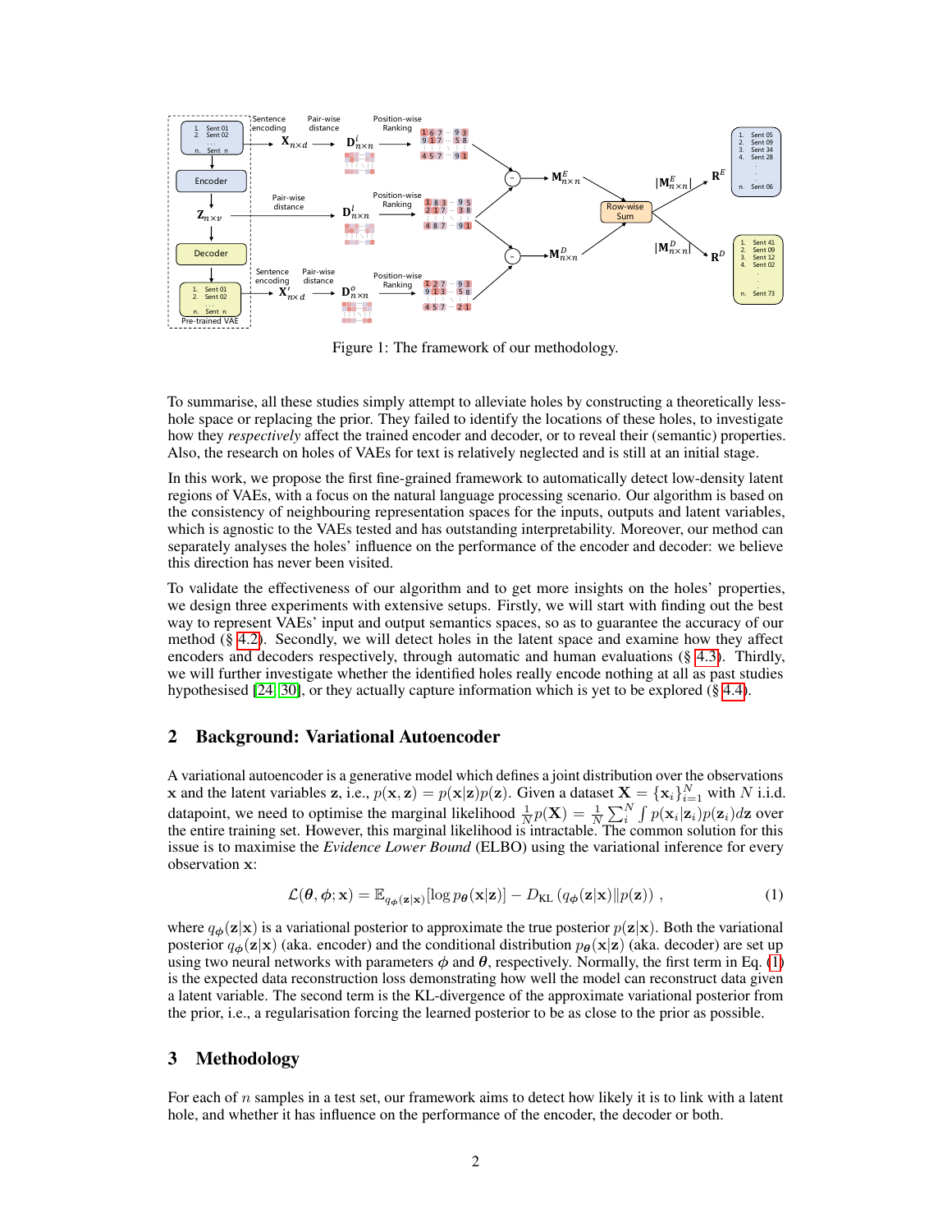Figure 1: The framework of our methodology.

To summarise, all these studies simply attempt to alleviate holes by constructing a theoretically less-hole space or replacing the prior. They failed to identify the locations of these holes, to investigate how they *respectively* affect the trained encoder and decoder, or to reveal their (semantic) properties. Also, the research on holes of VAEs for text is relatively neglected and is still at an initial stage.

In this work, we propose the first fine-grained framework to automatically detect low-density latent regions of VAEs, with a focus on the natural language processing scenario. Our algorithm is based on the consistency of neighbouring representation spaces for the inputs, outputs and latent variables, which is agnostic to the VAEs tested and has outstanding interpretability. Moreover, our method can separately analyses the holes' influence on the performance of the encoder and decoder: we believe this direction has never been visited.

To validate the effectiveness of our algorithm and to get more insights on the holes' properties, we design three experiments with extensive setups. Firstly, we will start with finding out the best way to represent VAEs' input and output semantics spaces, so as to guarantee the accuracy of our method (§ 4.2). Secondly, we will detect holes in the latent space and examine how they affect encoders and decoders respectively, through automatic and human evaluations (§ 4.3). Thirdly, we will further investigate whether the identified holes really encode nothing at all as past studies hypothesised [24, 30], or they actually capture information which is yet to be explored (§ 4.4).

## 2 Background: Variational Autoencoder

A variational autoencoder is a generative model which defines a joint distribution over the observations $\mathbf{x}$ and the latent variables $\mathbf{z}$, i.e., $p(\mathbf{x}, \mathbf{z}) = p(\mathbf{x}|\mathbf{z})p(\mathbf{z})$. Given a dataset $\mathbf{X} = \{\mathbf{x}_i\}_{i=1}^{N}$ with $N$ i.i.d. datapoint, we need to optimise the marginal likelihood $\frac{1}{N}p(\mathbf{X}) = \frac{1}{N}\sum_i^N \int p(\mathbf{x}_i|\mathbf{z}_i)p(\mathbf{z}_i)d\mathbf{z}$ over the entire training set. However, this marginal likelihood is intractable. The common solution for this issue is to maximise the *Evidence Lower Bound* (ELBO) using the variational inference for every observation $\mathbf{x}$:

$$\mathcal{L}(\boldsymbol{\theta}, \boldsymbol{\phi}; \mathbf{x}) = \mathbb{E}_{q_{\boldsymbol{\phi}}(\mathbf{z}|\mathbf{x})}[\log p_{\boldsymbol{\theta}}(\mathbf{x}|\mathbf{z})] - D_{\text{KL}}\left(q_{\boldsymbol{\phi}}(\mathbf{z}|\mathbf{x}) \| p(\mathbf{z})\right) , \tag{1}$$

where $q_{\boldsymbol{\phi}}(\mathbf{z}|\mathbf{x})$ is a variational posterior to approximate the true posterior $p(\mathbf{z}|\mathbf{x})$. Both the variational posterior $q_{\boldsymbol{\phi}}(\mathbf{z}|\mathbf{x})$ (aka. encoder) and the conditional distribution $p_{\boldsymbol{\theta}}(\mathbf{x}|\mathbf{z})$ (aka. decoder) are set up using two neural networks with parameters $\boldsymbol{\phi}$ and $\boldsymbol{\theta}$, respectively. Normally, the first term in Eq. (1) is the expected data reconstruction loss demonstrating how well the model can reconstruct data given a latent variable. The second term is the KL-divergence of the approximate variational posterior from the prior, i.e., a regularisation forcing the learned posterior to be as close to the prior as possible.

## 3 Methodology

For each of $n$ samples in a test set, our framework aims to detect how likely it is to link with a latent hole, and whether it has influence on the performance of the encoder, the decoder or both.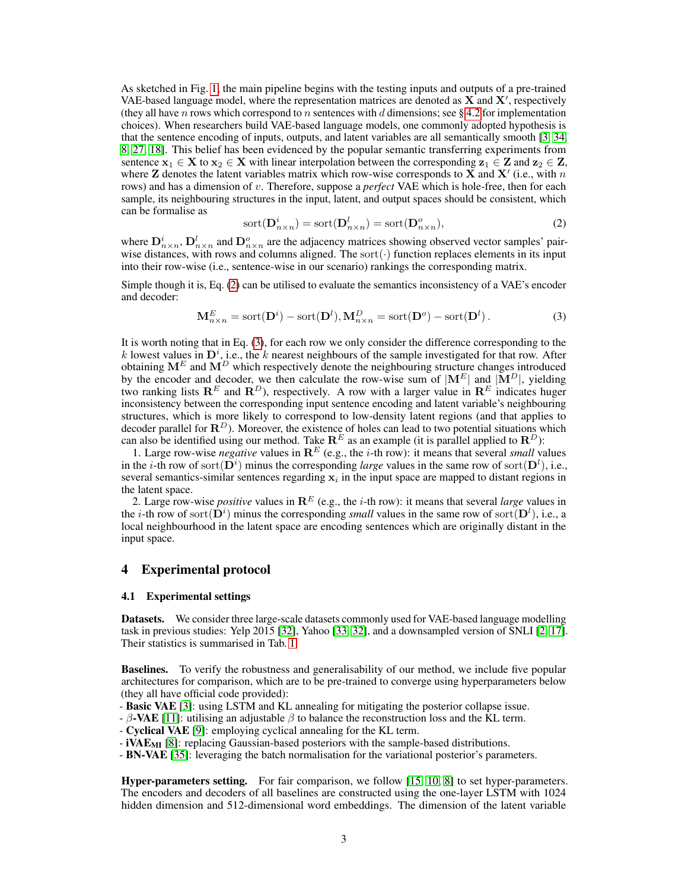As sketched in Fig. 1, the main pipeline begins with the testing inputs and outputs of a pre-trained VAE-based language model, where the representation matrices are denoted as $\mathbf{X}$ and $\mathbf{X}'$, respectively (they all have $n$ rows which correspond to $n$ sentences with $d$ dimensions; see §4.2 for implementation choices). When researchers build VAE-based language models, one commonly adopted hypothesis is that the sentence encoding of inputs, outputs, and latent variables are all semantically smooth [3, 34, 8, 27, 18]. This belief has been evidenced by the popular semantic transferring experiments from sentence $\mathbf{x}_1 \in \mathbf{X}$ to $\mathbf{x}_2 \in \mathbf{X}$ with linear interpolation between the corresponding $\mathbf{z}_1 \in \mathbf{Z}$ and $\mathbf{z}_2 \in \mathbf{Z}$, where $\mathbf{Z}$ denotes the latent variables matrix which row-wise corresponds to $\mathbf{X}$ and $\mathbf{X}'$ (i.e., with $n$ rows) and has a dimension of $v$. Therefore, suppose a *perfect* VAE which is hole-free, then for each sample, its neighbouring structures in the input, latent, and output spaces should be consistent, which can be formalise as

$$\mathrm{sort}(\mathbf{D}^i_{n\times n}) = \mathrm{sort}(\mathbf{D}^l_{n\times n}) = \mathrm{sort}(\mathbf{D}^o_{n\times n}), \tag{2}$$

where $\mathbf{D}^i_{n\times n}$, $\mathbf{D}^l_{n\times n}$ and $\mathbf{D}^o_{n\times n}$ are the adjacency matrices showing observed vector samples' pair-wise distances, with rows and columns aligned. The $\mathrm{sort}(\cdot)$ function replaces elements in its input into their row-wise (i.e., sentence-wise in our scenario) rankings the corresponding matrix.

Simple though it is, Eq. (2) can be utilised to evaluate the semantics inconsistency of a VAE's encoder and decoder:

$$\mathbf{M}^E_{n\times n} = \mathrm{sort}(\mathbf{D}^i) - \mathrm{sort}(\mathbf{D}^l), \mathbf{M}^D_{n\times n} = \mathrm{sort}(\mathbf{D}^o) - \mathrm{sort}(\mathbf{D}^l). \tag{3}$$

It is worth noting that in Eq. (3), for each row we only consider the difference corresponding to the $k$ lowest values in $\mathbf{D}^i$, i.e., the $k$ nearest neighbours of the sample investigated for that row. After obtaining $\mathbf{M}^E$ and $\mathbf{M}^D$ which respectively denote the neighbouring structure changes introduced by the encoder and decoder, we then calculate the row-wise sum of $|\mathbf{M}^E|$ and $|\mathbf{M}^D|$, yielding two ranking lists $\mathbf{R}^E$ and $\mathbf{R}^D$), respectively. A row with a larger value in $\mathbf{R}^E$ indicates huger inconsistency between the corresponding input sentence encoding and latent variable's neighbouring structures, which is more likely to correspond to low-density latent regions (and that applies to decoder parallel for $\mathbf{R}^D$). Moreover, the existence of holes can lead to two potential situations which can also be identified using our method. Take $\mathbf{R}^E$ as an example (it is parallel applied to $\mathbf{R}^D$):

1. Large row-wise *negative* values in $\mathbf{R}^E$ (e.g., the $i$-th row): it means that several *small* values in the $i$-th row of $\mathrm{sort}(\mathbf{D}^i)$ minus the corresponding *large* values in the same row of $\mathrm{sort}(\mathbf{D}^l)$, i.e., several semantics-similar sentences regarding $\mathbf{x}_i$ in the input space are mapped to distant regions in the latent space.

2. Large row-wise *positive* values in $\mathbf{R}^E$ (e.g., the $i$-th row): it means that several *large* values in the $i$-th row of $\mathrm{sort}(\mathbf{D}^i)$ minus the corresponding *small* values in the same row of $\mathrm{sort}(\mathbf{D}^l)$, i.e., a local neighbourhood in the latent space are encoding sentences which are originally distant in the input space.

# 4 Experimental protocol

## 4.1 Experimental settings

**Datasets.** We consider three large-scale datasets commonly used for VAE-based language modelling task in previous studies: Yelp 2015 [32], Yahoo [33, 32], and a downsampled version of SNLI [2, 17]. Their statistics is summarised in Tab. 1.

**Baselines.** To verify the robustness and generalisability of our method, we include five popular architectures for comparison, which are to be pre-trained to converge using hyperparameters below (they all have official code provided):

- **Basic VAE** [3]: using LSTM and KL annealing for mitigating the posterior collapse issue.
- $\beta$-**VAE** [11]: utilising an adjustable $\beta$ to balance the reconstruction loss and the KL term.
- **Cyclical VAE** [9]: employing cyclical annealing for the KL term.
- **iVAE$_{\text{MI}}$** [8]: replacing Gaussian-based posteriors with the sample-based distributions.
- **BN-VAE** [35]: leveraging the batch normalisation for the variational posterior's parameters.

**Hyper-parameters setting.** For fair comparison, we follow [15, 10, 8] to set hyper-parameters. The encoders and decoders of all baselines are constructed using the one-layer LSTM with 1024 hidden dimension and 512-dimensional word embeddings. The dimension of the latent variable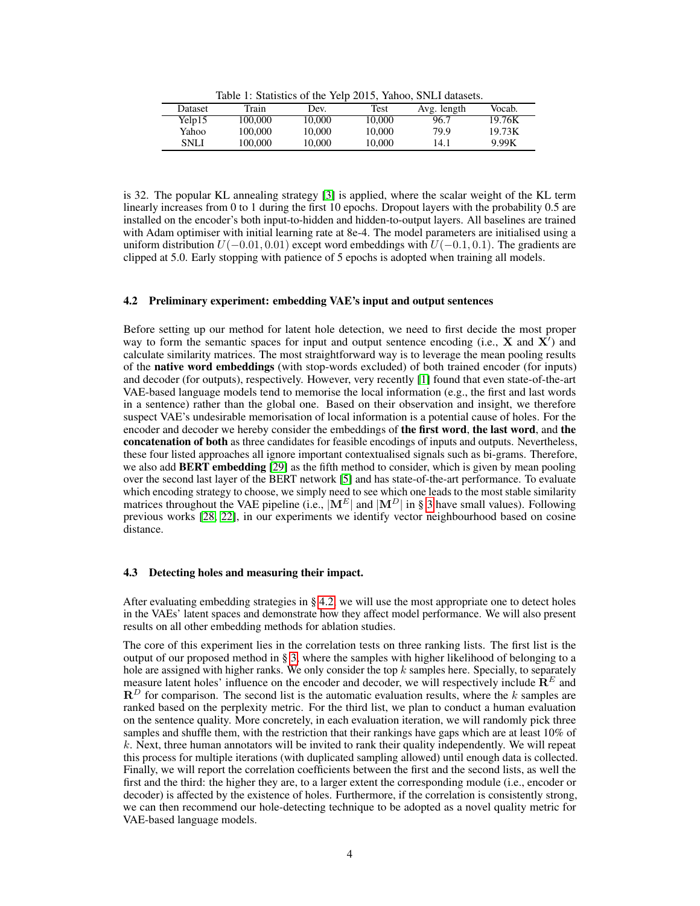Table 1: Statistics of the Yelp 2015, Yahoo, SNLI datasets.

| Dataset | Train | Dev. | Test | Avg. length | Vocab. |
|---|---|---|---|---|---|
| Yelp15 | 100,000 | 10,000 | 10,000 | 96.7 | 19.76K |
| Yahoo | 100,000 | 10,000 | 10,000 | 79.9 | 19.73K |
| SNLI | 100,000 | 10,000 | 10,000 | 14.1 | 9.99K |

is 32. The popular KL annealing strategy [3] is applied, where the scalar weight of the KL term linearly increases from 0 to 1 during the first 10 epochs. Dropout layers with the probability 0.5 are installed on the encoder's both input-to-hidden and hidden-to-output layers. All baselines are trained with Adam optimiser with initial learning rate at 8e-4. The model parameters are initialised using a uniform distribution $U(-0.01, 0.01)$ except word embeddings with $U(-0.1, 0.1)$. The gradients are clipped at 5.0. Early stopping with patience of 5 epochs is adopted when training all models.

### 4.2 Preliminary experiment: embedding VAE's input and output sentences

Before setting up our method for latent hole detection, we need to first decide the most proper way to form the semantic spaces for input and output sentence encoding (i.e., $\mathbf{X}$ and $\mathbf{X}'$) and calculate similarity matrices. The most straightforward way is to leverage the mean pooling results of the **native word embeddings** (with stop-words excluded) of both trained encoder (for inputs) and decoder (for outputs), respectively. However, very recently [1] found that even state-of-the-art VAE-based language models tend to memorise the local information (e.g., the first and last words in a sentence) rather than the global one. Based on their observation and insight, we therefore suspect VAE's undesirable memorisation of local information is a potential cause of holes. For the encoder and decoder we hereby consider the embeddings of **the first word**, **the last word**, and **the concatenation of both** as three candidates for feasible encodings of inputs and outputs. Nevertheless, these four listed approaches all ignore important contextualised signals such as bi-grams. Therefore, we also add **BERT embedding** [29] as the fifth method to consider, which is given by mean pooling over the second last layer of the BERT network [5] and has state-of-the-art performance. To evaluate which encoding strategy to choose, we simply need to see which one leads to the most stable similarity matrices throughout the VAE pipeline (i.e., $|\mathbf{M}^E|$ and $|\mathbf{M}^D|$ in § 3 have small values). Following previous works [28, 22], in our experiments we identify vector neighbourhood based on cosine distance.

### 4.3 Detecting holes and measuring their impact.

After evaluating embedding strategies in § 4.2, we will use the most appropriate one to detect holes in the VAEs' latent spaces and demonstrate how they affect model performance. We will also present results on all other embedding methods for ablation studies.

The core of this experiment lies in the correlation tests on three ranking lists. The first list is the output of our proposed method in § 3, where the samples with higher likelihood of belonging to a hole are assigned with higher ranks. We only consider the top $k$ samples here. Specially, to separately measure latent holes' influence on the encoder and decoder, we will respectively include $\mathbf{R}^E$ and $\mathbf{R}^D$ for comparison. The second list is the automatic evaluation results, where the $k$ samples are ranked based on the perplexity metric. For the third list, we plan to conduct a human evaluation on the sentence quality. More concretely, in each evaluation iteration, we will randomly pick three samples and shuffle them, with the restriction that their rankings have gaps which are at least 10% of $k$. Next, three human annotators will be invited to rank their quality independently. We will repeat this process for multiple iterations (with duplicated sampling allowed) until enough data is collected. Finally, we will report the correlation coefficients between the first and the second lists, as well the first and the third: the higher they are, to a larger extent the corresponding module (i.e., encoder or decoder) is affected by the existence of holes. Furthermore, if the correlation is consistently strong, we can then recommend our hole-detecting technique to be adopted as a novel quality metric for VAE-based language models.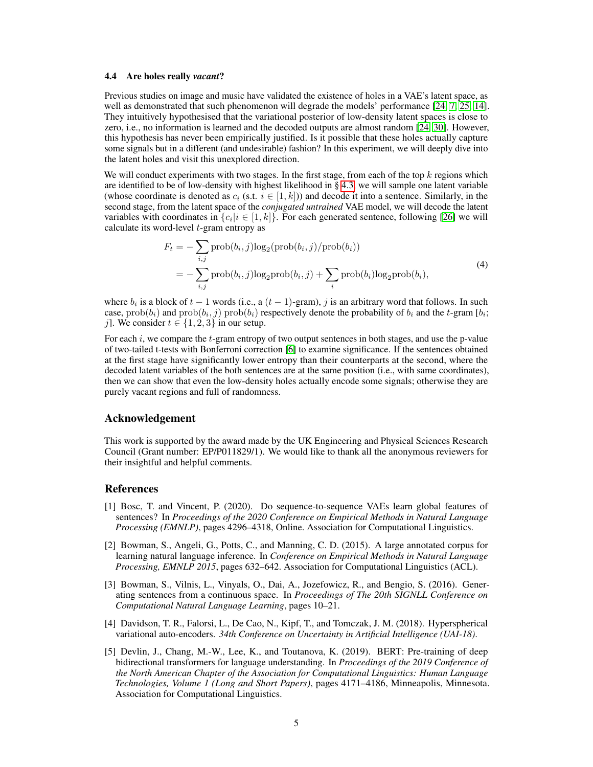### 4.4 Are holes really *vacant*?

Previous studies on image and music have validated the existence of holes in a VAE's latent space, as well as demonstrated that such phenomenon will degrade the models' performance [24, 7, 25, 14]. They intuitively hypothesised that the variational posterior of low-density latent spaces is close to zero, i.e., no information is learned and the decoded outputs are almost random [24, 30]. However, this hypothesis has never been empirically justified. Is it possible that these holes actually capture some signals but in a different (and undesirable) fashion? In this experiment, we will deeply dive into the latent holes and visit this unexplored direction.

We will conduct experiments with two stages. In the first stage, from each of the top $k$ regions which are identified to be of low-density with highest likelihood in § 4.3, we will sample one latent variable (whose coordinate is denoted as $c_i$ (s.t. $i \in [1, k]$)) and decode it into a sentence. Similarly, in the second stage, from the latent space of the *conjugated untrained* VAE model, we will decode the latent variables with coordinates in $\{c_i | i \in [1, k]\}$. For each generated sentence, following [26] we will calculate its word-level $t$-gram entropy as

$$
\begin{aligned}
F_t &= -\sum_{i,j} \mathrm{prob}(b_i, j)\log_2(\mathrm{prob}(b_i, j)/\mathrm{prob}(b_i)) \\
&= -\sum_{i,j} \mathrm{prob}(b_i, j)\log_2\mathrm{prob}(b_i, j) + \sum_{i} \mathrm{prob}(b_i)\log_2\mathrm{prob}(b_i),
\end{aligned} \tag{4}
$$

where $b_i$ is a block of $t-1$ words (i.e., a $(t-1)$-gram), $j$ is an arbitrary word that follows. In such case, $\mathrm{prob}(b_i)$ and $\mathrm{prob}(b_i, j)$ $\mathrm{prob}(b_i)$ respectively denote the probability of $b_i$ and the $t$-gram $[b_i; j]$. We consider $t \in \{1, 2, 3\}$ in our setup.

For each $i$, we compare the $t$-gram entropy of two output sentences in both stages, and use the p-value of two-tailed t-tests with Bonferroni correction [6] to examine significance. If the sentences obtained at the first stage have significantly lower entropy than their counterparts at the second, where the decoded latent variables of the both sentences are at the same position (i.e., with same coordinates), then we can show that even the low-density holes actually encode some signals; otherwise they are purely vacant regions and full of randomness.

## Acknowledgement

This work is supported by the award made by the UK Engineering and Physical Sciences Research Council (Grant number: EP/P011829/1). We would like to thank all the anonymous reviewers for their insightful and helpful comments.

## References

[1] Bosc, T. and Vincent, P. (2020). Do sequence-to-sequence VAEs learn global features of sentences? In *Proceedings of the 2020 Conference on Empirical Methods in Natural Language Processing (EMNLP)*, pages 4296–4318, Online. Association for Computational Linguistics.

[2] Bowman, S., Angeli, G., Potts, C., and Manning, C. D. (2015). A large annotated corpus for learning natural language inference. In *Conference on Empirical Methods in Natural Language Processing, EMNLP 2015*, pages 632–642. Association for Computational Linguistics (ACL).

[3] Bowman, S., Vilnis, L., Vinyals, O., Dai, A., Jozefowicz, R., and Bengio, S. (2016). Generating sentences from a continuous space. In *Proceedings of The 20th SIGNLL Conference on Computational Natural Language Learning*, pages 10–21.

[4] Davidson, T. R., Falorsi, L., De Cao, N., Kipf, T., and Tomczak, J. M. (2018). Hyperspherical variational auto-encoders. *34th Conference on Uncertainty in Artificial Intelligence (UAI-18)*.

[5] Devlin, J., Chang, M.-W., Lee, K., and Toutanova, K. (2019). BERT: Pre-training of deep bidirectional transformers for language understanding. In *Proceedings of the 2019 Conference of the North American Chapter of the Association for Computational Linguistics: Human Language Technologies, Volume 1 (Long and Short Papers)*, pages 4171–4186, Minneapolis, Minnesota. Association for Computational Linguistics.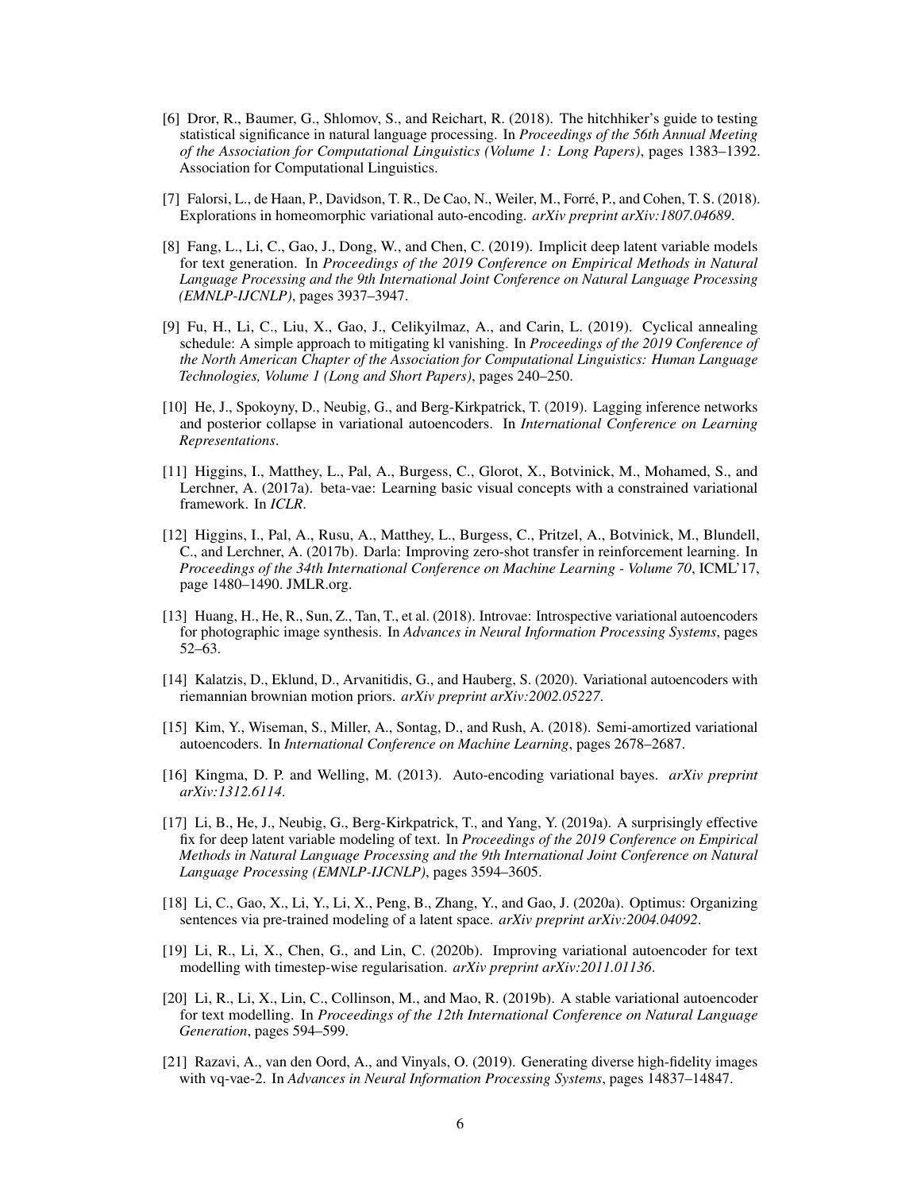[6] Dror, R., Baumer, G., Shlomov, S., and Reichart, R. (2018). The hitchhiker's guide to testing statistical significance in natural language processing. In *Proceedings of the 56th Annual Meeting of the Association for Computational Linguistics (Volume 1: Long Papers)*, pages 1383–1392. Association for Computational Linguistics.

[7] Falorsi, L., de Haan, P., Davidson, T. R., De Cao, N., Weiler, M., Forré, P., and Cohen, T. S. (2018). Explorations in homeomorphic variational auto-encoding. *arXiv preprint arXiv:1807.04689*.

[8] Fang, L., Li, C., Gao, J., Dong, W., and Chen, C. (2019). Implicit deep latent variable models for text generation. In *Proceedings of the 2019 Conference on Empirical Methods in Natural Language Processing and the 9th International Joint Conference on Natural Language Processing (EMNLP-IJCNLP)*, pages 3937–3947.

[9] Fu, H., Li, C., Liu, X., Gao, J., Celikyilmaz, A., and Carin, L. (2019). Cyclical annealing schedule: A simple approach to mitigating kl vanishing. In *Proceedings of the 2019 Conference of the North American Chapter of the Association for Computational Linguistics: Human Language Technologies, Volume 1 (Long and Short Papers)*, pages 240–250.

[10] He, J., Spokoyny, D., Neubig, G., and Berg-Kirkpatrick, T. (2019). Lagging inference networks and posterior collapse in variational autoencoders. In *International Conference on Learning Representations*.

[11] Higgins, I., Matthey, L., Pal, A., Burgess, C., Glorot, X., Botvinick, M., Mohamed, S., and Lerchner, A. (2017a). beta-vae: Learning basic visual concepts with a constrained variational framework. In *ICLR*.

[12] Higgins, I., Pal, A., Rusu, A., Matthey, L., Burgess, C., Pritzel, A., Botvinick, M., Blundell, C., and Lerchner, A. (2017b). Darla: Improving zero-shot transfer in reinforcement learning. In *Proceedings of the 34th International Conference on Machine Learning - Volume 70*, ICML'17, page 1480–1490. JMLR.org.

[13] Huang, H., He, R., Sun, Z., Tan, T., et al. (2018). Introvae: Introspective variational autoencoders for photographic image synthesis. In *Advances in Neural Information Processing Systems*, pages 52–63.

[14] Kalatzis, D., Eklund, D., Arvanitidis, G., and Hauberg, S. (2020). Variational autoencoders with riemannian brownian motion priors. *arXiv preprint arXiv:2002.05227*.

[15] Kim, Y., Wiseman, S., Miller, A., Sontag, D., and Rush, A. (2018). Semi-amortized variational autoencoders. In *International Conference on Machine Learning*, pages 2678–2687.

[16] Kingma, D. P. and Welling, M. (2013). Auto-encoding variational bayes. *arXiv preprint arXiv:1312.6114*.

[17] Li, B., He, J., Neubig, G., Berg-Kirkpatrick, T., and Yang, Y. (2019a). A surprisingly effective fix for deep latent variable modeling of text. In *Proceedings of the 2019 Conference on Empirical Methods in Natural Language Processing and the 9th International Joint Conference on Natural Language Processing (EMNLP-IJCNLP)*, pages 3594–3605.

[18] Li, C., Gao, X., Li, Y., Li, X., Peng, B., Zhang, Y., and Gao, J. (2020a). Optimus: Organizing sentences via pre-trained modeling of a latent space. *arXiv preprint arXiv:2004.04092*.

[19] Li, R., Li, X., Chen, G., and Lin, C. (2020b). Improving variational autoencoder for text modelling with timestep-wise regularisation. *arXiv preprint arXiv:2011.01136*.

[20] Li, R., Li, X., Lin, C., Collinson, M., and Mao, R. (2019b). A stable variational autoencoder for text modelling. In *Proceedings of the 12th International Conference on Natural Language Generation*, pages 594–599.

[21] Razavi, A., van den Oord, A., and Vinyals, O. (2019). Generating diverse high-fidelity images with vq-vae-2. In *Advances in Neural Information Processing Systems*, pages 14837–14847.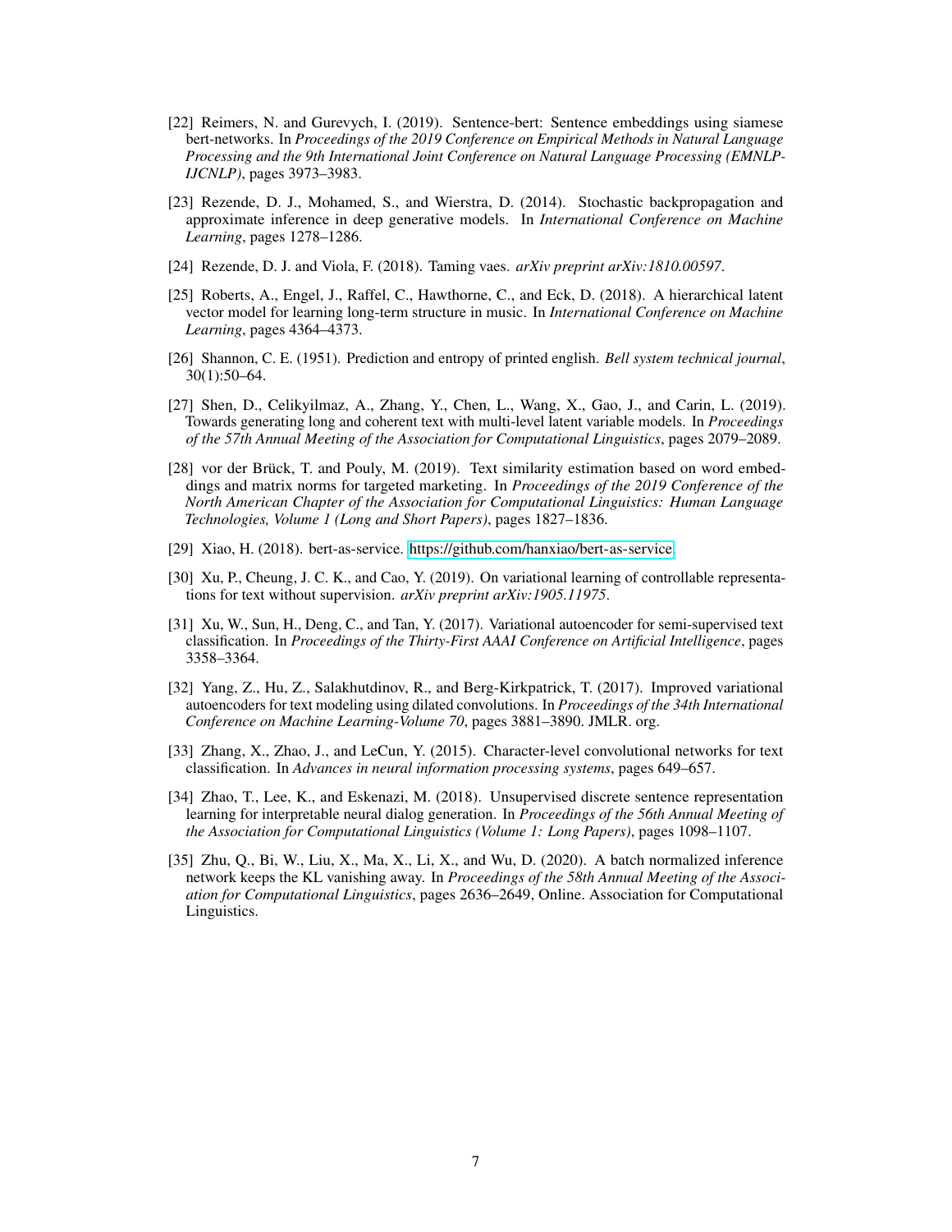[22] Reimers, N. and Gurevych, I. (2019). Sentence-bert: Sentence embeddings using siamese bert-networks. In *Proceedings of the 2019 Conference on Empirical Methods in Natural Language Processing and the 9th International Joint Conference on Natural Language Processing (EMNLP-IJCNLP)*, pages 3973–3983.

[23] Rezende, D. J., Mohamed, S., and Wierstra, D. (2014). Stochastic backpropagation and approximate inference in deep generative models. In *International Conference on Machine Learning*, pages 1278–1286.

[24] Rezende, D. J. and Viola, F. (2018). Taming vaes. *arXiv preprint arXiv:1810.00597*.

[25] Roberts, A., Engel, J., Raffel, C., Hawthorne, C., and Eck, D. (2018). A hierarchical latent vector model for learning long-term structure in music. In *International Conference on Machine Learning*, pages 4364–4373.

[26] Shannon, C. E. (1951). Prediction and entropy of printed english. *Bell system technical journal*, 30(1):50–64.

[27] Shen, D., Celikyilmaz, A., Zhang, Y., Chen, L., Wang, X., Gao, J., and Carin, L. (2019). Towards generating long and coherent text with multi-level latent variable models. In *Proceedings of the 57th Annual Meeting of the Association for Computational Linguistics*, pages 2079–2089.

[28] vor der Brück, T. and Pouly, M. (2019). Text similarity estimation based on word embeddings and matrix norms for targeted marketing. In *Proceedings of the 2019 Conference of the North American Chapter of the Association for Computational Linguistics: Human Language Technologies, Volume 1 (Long and Short Papers)*, pages 1827–1836.

[29] Xiao, H. (2018). bert-as-service. https://github.com/hanxiao/bert-as-service.

[30] Xu, P., Cheung, J. C. K., and Cao, Y. (2019). On variational learning of controllable representations for text without supervision. *arXiv preprint arXiv:1905.11975*.

[31] Xu, W., Sun, H., Deng, C., and Tan, Y. (2017). Variational autoencoder for semi-supervised text classification. In *Proceedings of the Thirty-First AAAI Conference on Artificial Intelligence*, pages 3358–3364.

[32] Yang, Z., Hu, Z., Salakhutdinov, R., and Berg-Kirkpatrick, T. (2017). Improved variational autoencoders for text modeling using dilated convolutions. In *Proceedings of the 34th International Conference on Machine Learning-Volume 70*, pages 3881–3890. JMLR. org.

[33] Zhang, X., Zhao, J., and LeCun, Y. (2015). Character-level convolutional networks for text classification. In *Advances in neural information processing systems*, pages 649–657.

[34] Zhao, T., Lee, K., and Eskenazi, M. (2018). Unsupervised discrete sentence representation learning for interpretable neural dialog generation. In *Proceedings of the 56th Annual Meeting of the Association for Computational Linguistics (Volume 1: Long Papers)*, pages 1098–1107.

[35] Zhu, Q., Bi, W., Liu, X., Ma, X., Li, X., and Wu, D. (2020). A batch normalized inference network keeps the KL vanishing away. In *Proceedings of the 58th Annual Meeting of the Association for Computational Linguistics*, pages 2636–2649, Online. Association for Computational Linguistics.